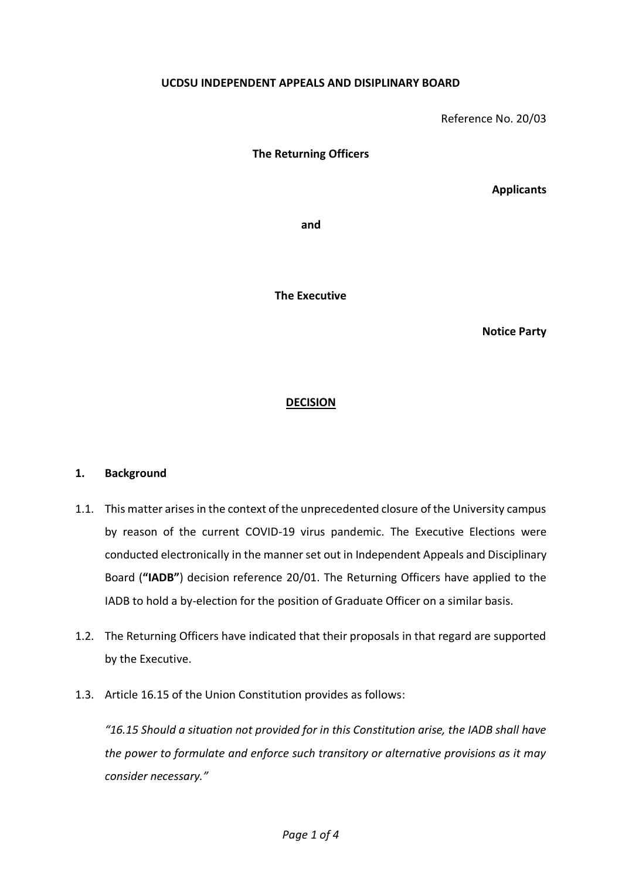**UCDSU INDEPENDENT APPEALS AND DISIPLINARY BOARD**

Reference No. 20/03

**The Returning Officers**

**Applicants**

**and**

**The Executive**

**Notice Party**

**<u>DECISION</u>**

## 1. Background

1.1. This matter arises in the context of the unprecedented closure of the University campus by reason of the current COVID-19 virus pandemic. The Executive Elections were conducted electronically in the manner set out in Independent Appeals and Disciplinary Board (**"IADB"**) decision reference 20/01. The Returning Officers have applied to the IADB to hold a by-election for the position of Graduate Officer on a similar basis.

1.2. The Returning Officers have indicated that their proposals in that regard are supported by the Executive.

1.3. Article 16.15 of the Union Constitution provides as follows:

*"16.15 Should a situation not provided for in this Constitution arise, the IADB shall have the power to formulate and enforce such transitory or alternative provisions as it may consider necessary."*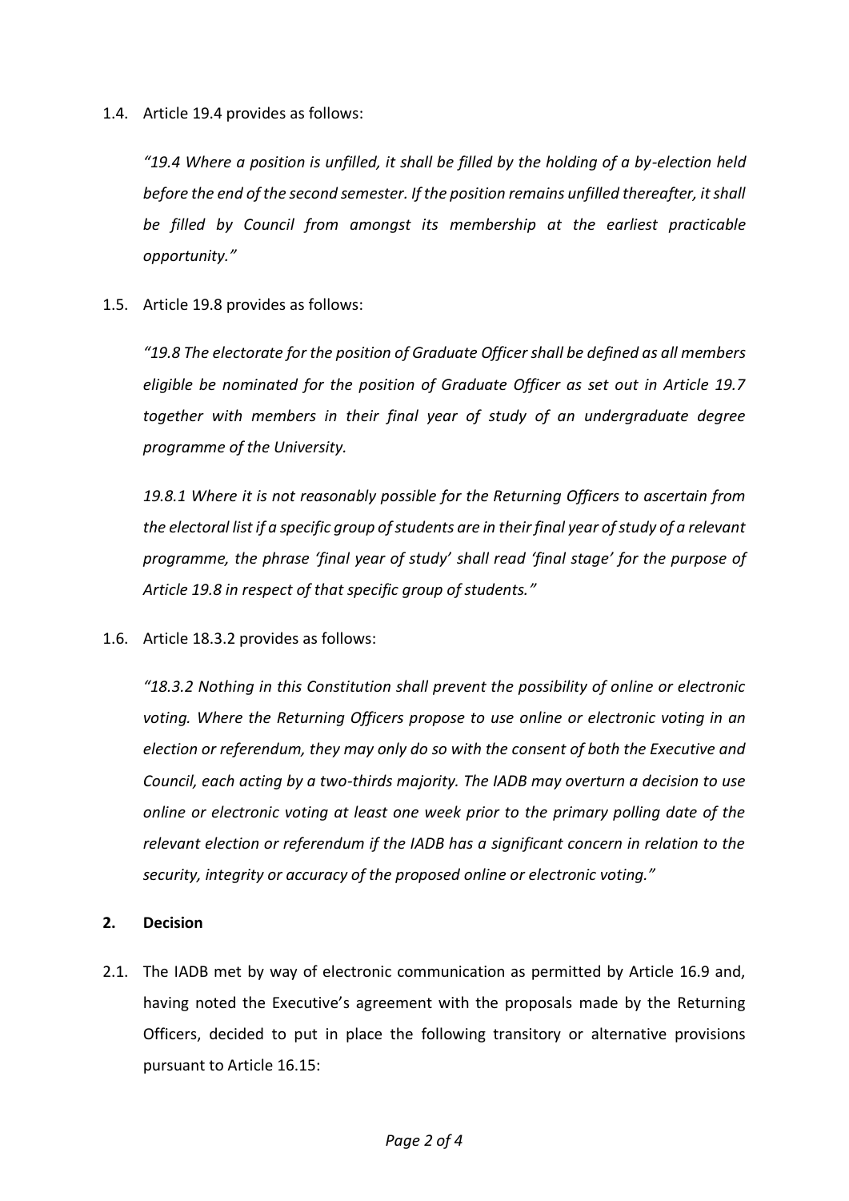1.4. Article 19.4 provides as follows:

*"19.4 Where a position is unfilled, it shall be filled by the holding of a by-election held before the end of the second semester. If the position remains unfilled thereafter, it shall be filled by Council from amongst its membership at the earliest practicable opportunity."*

1.5. Article 19.8 provides as follows:

*"19.8 The electorate for the position of Graduate Officer shall be defined as all members eligible be nominated for the position of Graduate Officer as set out in Article 19.7 together with members in their final year of study of an undergraduate degree programme of the University.*

*19.8.1 Where it is not reasonably possible for the Returning Officers to ascertain from the electoral list if a specific group of students are in their final year of study of a relevant programme, the phrase 'final year of study' shall read 'final stage' for the purpose of Article 19.8 in respect of that specific group of students."*

1.6. Article 18.3.2 provides as follows:

*"18.3.2 Nothing in this Constitution shall prevent the possibility of online or electronic voting. Where the Returning Officers propose to use online or electronic voting in an election or referendum, they may only do so with the consent of both the Executive and Council, each acting by a two-thirds majority. The IADB may overturn a decision to use online or electronic voting at least one week prior to the primary polling date of the relevant election or referendum if the IADB has a significant concern in relation to the security, integrity or accuracy of the proposed online or electronic voting."*

## 2. Decision

2.1. The IADB met by way of electronic communication as permitted by Article 16.9 and, having noted the Executive's agreement with the proposals made by the Returning Officers, decided to put in place the following transitory or alternative provisions pursuant to Article 16.15: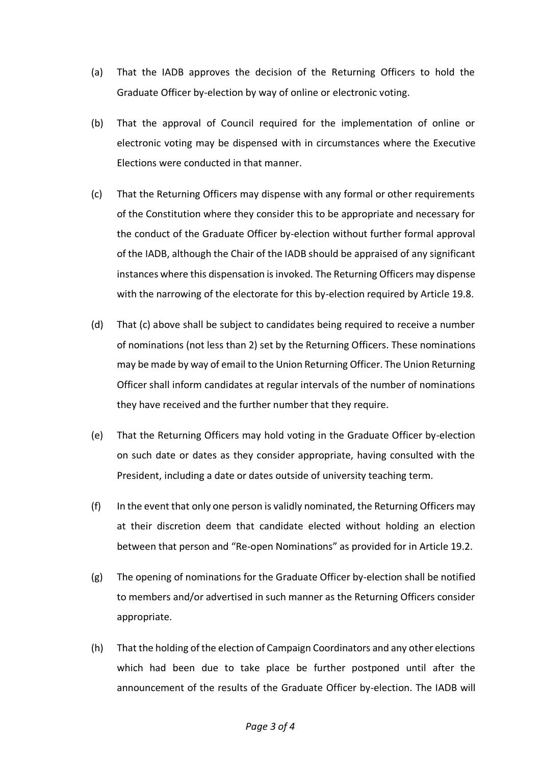(a) That the IADB approves the decision of the Returning Officers to hold the Graduate Officer by-election by way of online or electronic voting.

(b) That the approval of Council required for the implementation of online or electronic voting may be dispensed with in circumstances where the Executive Elections were conducted in that manner.

(c) That the Returning Officers may dispense with any formal or other requirements of the Constitution where they consider this to be appropriate and necessary for the conduct of the Graduate Officer by-election without further formal approval of the IADB, although the Chair of the IADB should be appraised of any significant instances where this dispensation is invoked. The Returning Officers may dispense with the narrowing of the electorate for this by-election required by Article 19.8.

(d) That (c) above shall be subject to candidates being required to receive a number of nominations (not less than 2) set by the Returning Officers. These nominations may be made by way of email to the Union Returning Officer. The Union Returning Officer shall inform candidates at regular intervals of the number of nominations they have received and the further number that they require.

(e) That the Returning Officers may hold voting in the Graduate Officer by-election on such date or dates as they consider appropriate, having consulted with the President, including a date or dates outside of university teaching term.

(f) In the event that only one person is validly nominated, the Returning Officers may at their discretion deem that candidate elected without holding an election between that person and "Re-open Nominations" as provided for in Article 19.2.

(g) The opening of nominations for the Graduate Officer by-election shall be notified to members and/or advertised in such manner as the Returning Officers consider appropriate.

(h) That the holding of the election of Campaign Coordinators and any other elections which had been due to take place be further postponed until after the announcement of the results of the Graduate Officer by-election. The IADB will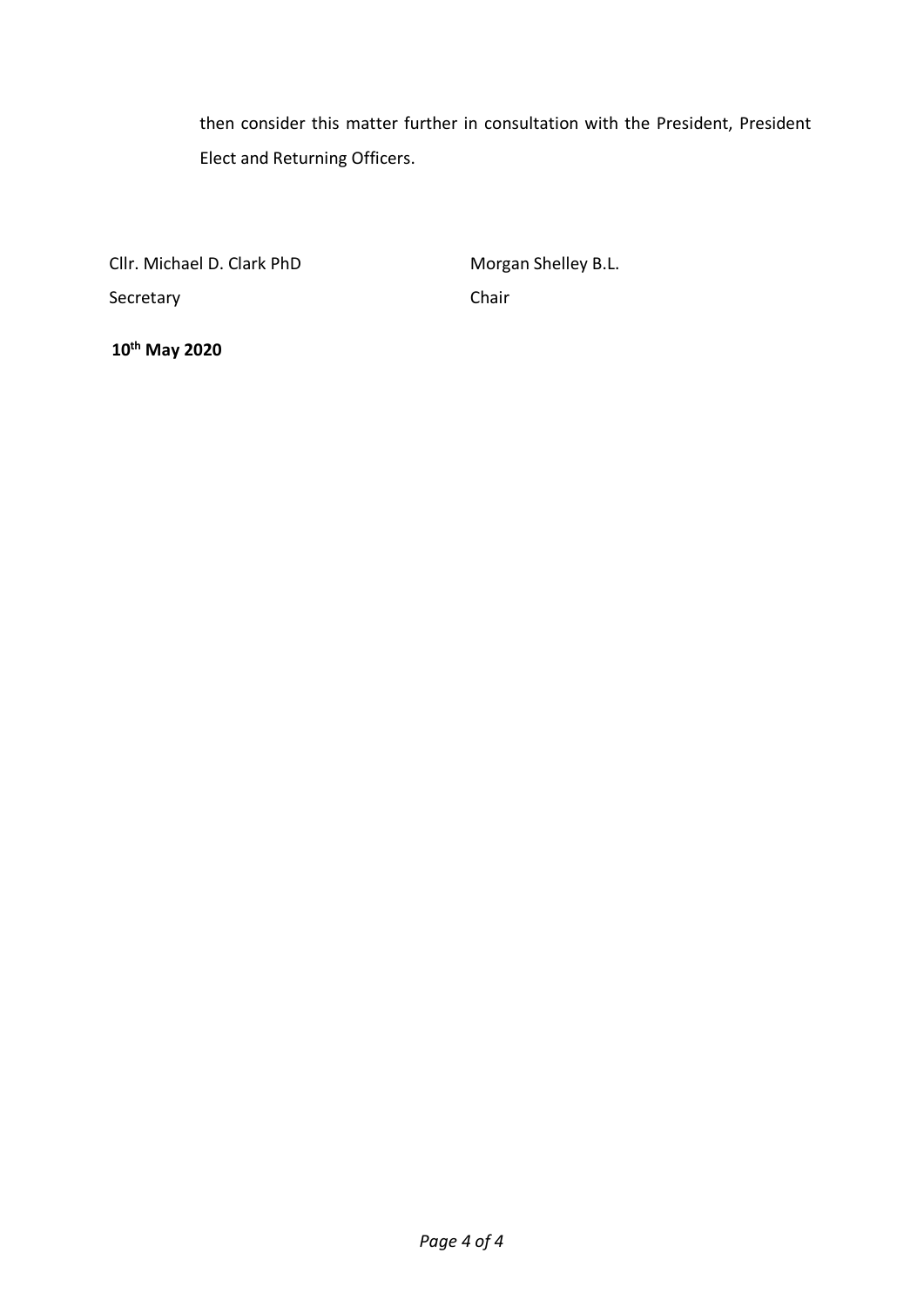then consider this matter further in consultation with the President, President Elect and Returning Officers.

| | |
|---|---|
| Cllr. Michael D. Clark PhD | Morgan Shelley B.L. |
| Secretary | Chair |

**10th May 2020**